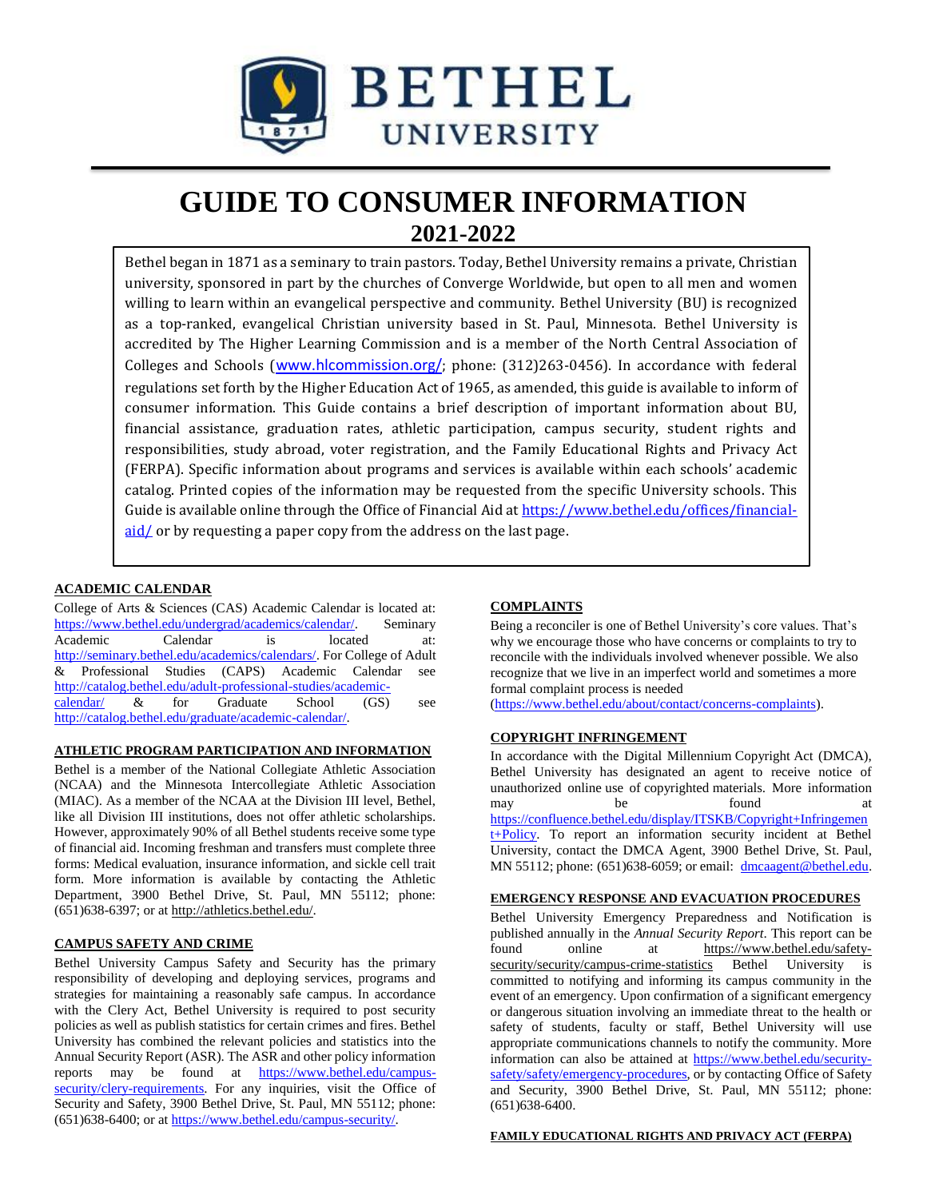# BETHEL UNIVERSITY

# GUIDE TO CONSUMER INFORMATION

## 2021-2022

Bethel began in 1871 as a seminary to train pastors. Today, Bethel University remains a private, Christian university, sponsored in part by the churches of Converge Worldwide, but open to all men and women willing to learn within an evangelical perspective and community. Bethel University (BU) is recognized as a top-ranked, evangelical Christian university based in St. Paul, Minnesota. Bethel University is accredited by The Higher Learning Commission and is a member of the North Central Association of Colleges and Schools (www.hlcommission.org/; phone: (312)263-0456). In accordance with federal regulations set forth by the Higher Education Act of 1965, as amended, this guide is available to inform of consumer information. This Guide contains a brief description of important information about BU, financial assistance, graduation rates, athletic participation, campus security, student rights and responsibilities, study abroad, voter registration, and the Family Educational Rights and Privacy Act (FERPA). Specific information about programs and services is available within each schools' academic catalog. Printed copies of the information may be requested from the specific University schools. This Guide is available online through the Office of Financial Aid at https://www.bethel.edu/offices/financial-aid/ or by requesting a paper copy from the address on the last page.

### ACADEMIC CALENDAR

College of Arts & Sciences (CAS) Academic Calendar is located at: https://www.bethel.edu/undergrad/academics/calendar/. Seminary Academic Calendar is located at: http://seminary.bethel.edu/academics/calendars/. For College of Adult & Professional Studies (CAPS) Academic Calendar see http://catalog.bethel.edu/adult-professional-studies/academic-calendar/ & for Graduate School (GS) see http://catalog.bethel.edu/graduate/academic-calendar/.

### ATHLETIC PROGRAM PARTICIPATION AND INFORMATION

Bethel is a member of the National Collegiate Athletic Association (NCAA) and the Minnesota Intercollegiate Athletic Association (MIAC). As a member of the NCAA at the Division III level, Bethel, like all Division III institutions, does not offer athletic scholarships. However, approximately 90% of all Bethel students receive some type of financial aid. Incoming freshman and transfers must complete three forms: Medical evaluation, insurance information, and sickle cell trait form. More information is available by contacting the Athletic Department, 3900 Bethel Drive, St. Paul, MN 55112; phone: (651)638-6397; or at http://athletics.bethel.edu/.

### CAMPUS SAFETY AND CRIME

Bethel University Campus Safety and Security has the primary responsibility of developing and deploying services, programs and strategies for maintaining a reasonably safe campus. In accordance with the Clery Act, Bethel University is required to post security policies as well as publish statistics for certain crimes and fires. Bethel University has combined the relevant policies and statistics into the Annual Security Report (ASR). The ASR and other policy information reports may be found at https://www.bethel.edu/campus-security/clery-requirements. For any inquiries, visit the Office of Security and Safety, 3900 Bethel Drive, St. Paul, MN 55112; phone: (651)638-6400; or at https://www.bethel.edu/campus-security/.

### COMPLAINTS

Being a reconciler is one of Bethel University's core values. That's why we encourage those who have concerns or complaints to try to reconcile with the individuals involved whenever possible. We also recognize that we live in an imperfect world and sometimes a more formal complaint process is needed (https://www.bethel.edu/about/contact/concerns-complaints).

### COPYRIGHT INFRINGEMENT

In accordance with the Digital Millennium Copyright Act (DMCA), Bethel University has designated an agent to receive notice of unauthorized online use of copyrighted materials. More information may be found at https://confluence.bethel.edu/display/ITSKB/Copyright+Infringement+Policy. To report an information security incident at Bethel University, contact the DMCA Agent, 3900 Bethel Drive, St. Paul, MN 55112; phone: (651)638-6059; or email: dmcaagent@bethel.edu.

### EMERGENCY RESPONSE AND EVACUATION PROCEDURES

Bethel University Emergency Preparedness and Notification is published annually in the *Annual Security Report*. This report can be found online at https://www.bethel.edu/safety-security/security/campus-crime-statistics Bethel University is committed to notifying and informing its campus community in the event of an emergency. Upon confirmation of a significant emergency or dangerous situation involving an immediate threat to the health or safety of students, faculty or staff, Bethel University will use appropriate communications channels to notify the community. More information can also be attained at https://www.bethel.edu/security-safety/safety/emergency-procedures, or by contacting Office of Safety and Security, 3900 Bethel Drive, St. Paul, MN 55112; phone: (651)638-6400.

### FAMILY EDUCATIONAL RIGHTS AND PRIVACY ACT (FERPA)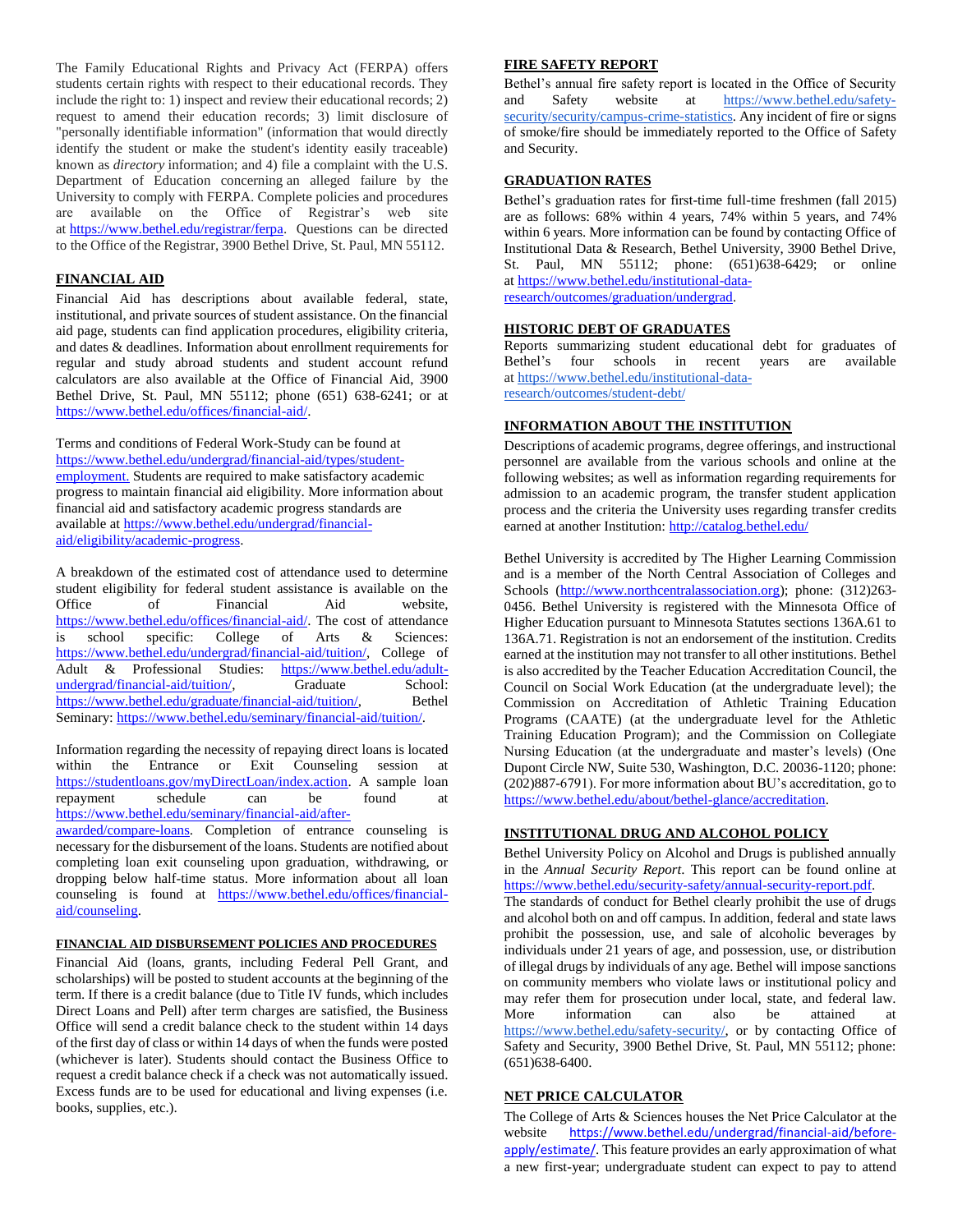The Family Educational Rights and Privacy Act (FERPA) offers students certain rights with respect to their educational records. They include the right to: 1) inspect and review their educational records; 2) request to amend their education records; 3) limit disclosure of "personally identifiable information" (information that would directly identify the student or make the student's identity easily traceable) known as *directory* information; and 4) file a complaint with the U.S. Department of Education concerning an alleged failure by the University to comply with FERPA. Complete policies and procedures are available on the Office of Registrar's web site at https://www.bethel.edu/registrar/ferpa. Questions can be directed to the Office of the Registrar, 3900 Bethel Drive, St. Paul, MN 55112.

## FINANCIAL AID

Financial Aid has descriptions about available federal, state, institutional, and private sources of student assistance. On the financial aid page, students can find application procedures, eligibility criteria, and dates & deadlines. Information about enrollment requirements for regular and study abroad students and student account refund calculators are also available at the Office of Financial Aid, 3900 Bethel Drive, St. Paul, MN 55112; phone (651) 638-6241; or at https://www.bethel.edu/offices/financial-aid/.

Terms and conditions of Federal Work-Study can be found at https://www.bethel.edu/undergrad/financial-aid/types/student-employment. Students are required to make satisfactory academic progress to maintain financial aid eligibility. More information about financial aid and satisfactory academic progress standards are available at https://www.bethel.edu/undergrad/financial-aid/eligibility/academic-progress.

A breakdown of the estimated cost of attendance used to determine student eligibility for federal student assistance is available on the Office of Financial Aid website, https://www.bethel.edu/offices/financial-aid/. The cost of attendance is school specific: College of Arts & Sciences: https://www.bethel.edu/undergrad/financial-aid/tuition/, College of Adult & Professional Studies: https://www.bethel.edu/adult-undergrad/financial-aid/tuition/, Graduate School: https://www.bethel.edu/graduate/financial-aid/tuition/, Bethel Seminary: https://www.bethel.edu/seminary/financial-aid/tuition/.

Information regarding the necessity of repaying direct loans is located within the Entrance or Exit Counseling session at https://studentloans.gov/myDirectLoan/index.action. A sample loan repayment schedule can be found at https://www.bethel.edu/seminary/financial-aid/after-awarded/compare-loans. Completion of entrance counseling is necessary for the disbursement of the loans. Students are notified about completing loan exit counseling upon graduation, withdrawing, or dropping below half-time status. More information about all loan counseling is found at https://www.bethel.edu/offices/financial-aid/counseling.

### FINANCIAL AID DISBURSEMENT POLICIES AND PROCEDURES

Financial Aid (loans, grants, including Federal Pell Grant, and scholarships) will be posted to student accounts at the beginning of the term. If there is a credit balance (due to Title IV funds, which includes Direct Loans and Pell) after term charges are satisfied, the Business Office will send a credit balance check to the student within 14 days of the first day of class or within 14 days of when the funds were posted (whichever is later). Students should contact the Business Office to request a credit balance check if a check was not automatically issued. Excess funds are to be used for educational and living expenses (i.e. books, supplies, etc.).

## FIRE SAFETY REPORT

Bethel's annual fire safety report is located in the Office of Security and Safety website at https://www.bethel.edu/safety-security/security/campus-crime-statistics. Any incident of fire or signs of smoke/fire should be immediately reported to the Office of Safety and Security.

## GRADUATION RATES

Bethel's graduation rates for first-time full-time freshmen (fall 2015) are as follows: 68% within 4 years, 74% within 5 years, and 74% within 6 years. More information can be found by contacting Office of Institutional Data & Research, Bethel University, 3900 Bethel Drive, St. Paul, MN 55112; phone: (651)638-6429; or online at https://www.bethel.edu/institutional-data-research/outcomes/graduation/undergrad.

## HISTORIC DEBT OF GRADUATES

Reports summarizing student educational debt for graduates of Bethel's four schools in recent years are available at https://www.bethel.edu/institutional-data-research/outcomes/student-debt/

## INFORMATION ABOUT THE INSTITUTION

Descriptions of academic programs, degree offerings, and instructional personnel are available from the various schools and online at the following websites; as well as information regarding requirements for admission to an academic program, the transfer student application process and the criteria the University uses regarding transfer credits earned at another Institution: http://catalog.bethel.edu/

Bethel University is accredited by The Higher Learning Commission and is a member of the North Central Association of Colleges and Schools (http://www.northcentralassociation.org); phone: (312)263-0456. Bethel University is registered with the Minnesota Office of Higher Education pursuant to Minnesota Statutes sections 136A.61 to 136A.71. Registration is not an endorsement of the institution. Credits earned at the institution may not transfer to all other institutions. Bethel is also accredited by the Teacher Education Accreditation Council, the Council on Social Work Education (at the undergraduate level); the Commission on Accreditation of Athletic Training Education Programs (CAATE) (at the undergraduate level for the Athletic Training Education Program); and the Commission on Collegiate Nursing Education (at the undergraduate and master's levels) (One Dupont Circle NW, Suite 530, Washington, D.C. 20036-1120; phone: (202)887-6791). For more information about BU's accreditation, go to https://www.bethel.edu/about/bethel-glance/accreditation.

## INSTITUTIONAL DRUG AND ALCOHOL POLICY

Bethel University Policy on Alcohol and Drugs is published annually in the *Annual Security Report*. This report can be found online at https://www.bethel.edu/security-safety/annual-security-report.pdf. The standards of conduct for Bethel clearly prohibit the use of drugs and alcohol both on and off campus. In addition, federal and state laws prohibit the possession, use, and sale of alcoholic beverages by individuals under 21 years of age, and possession, use, or distribution of illegal drugs by individuals of any age. Bethel will impose sanctions on community members who violate laws or institutional policy and may refer them for prosecution under local, state, and federal law. More information can also be attained at https://www.bethel.edu/safety-security/, or by contacting Office of Safety and Security, 3900 Bethel Drive, St. Paul, MN 55112; phone: (651)638-6400.

## NET PRICE CALCULATOR

The College of Arts & Sciences houses the Net Price Calculator at the website https://www.bethel.edu/undergrad/financial-aid/before-apply/estimate/. This feature provides an early approximation of what a new first-year; undergraduate student can expect to pay to attend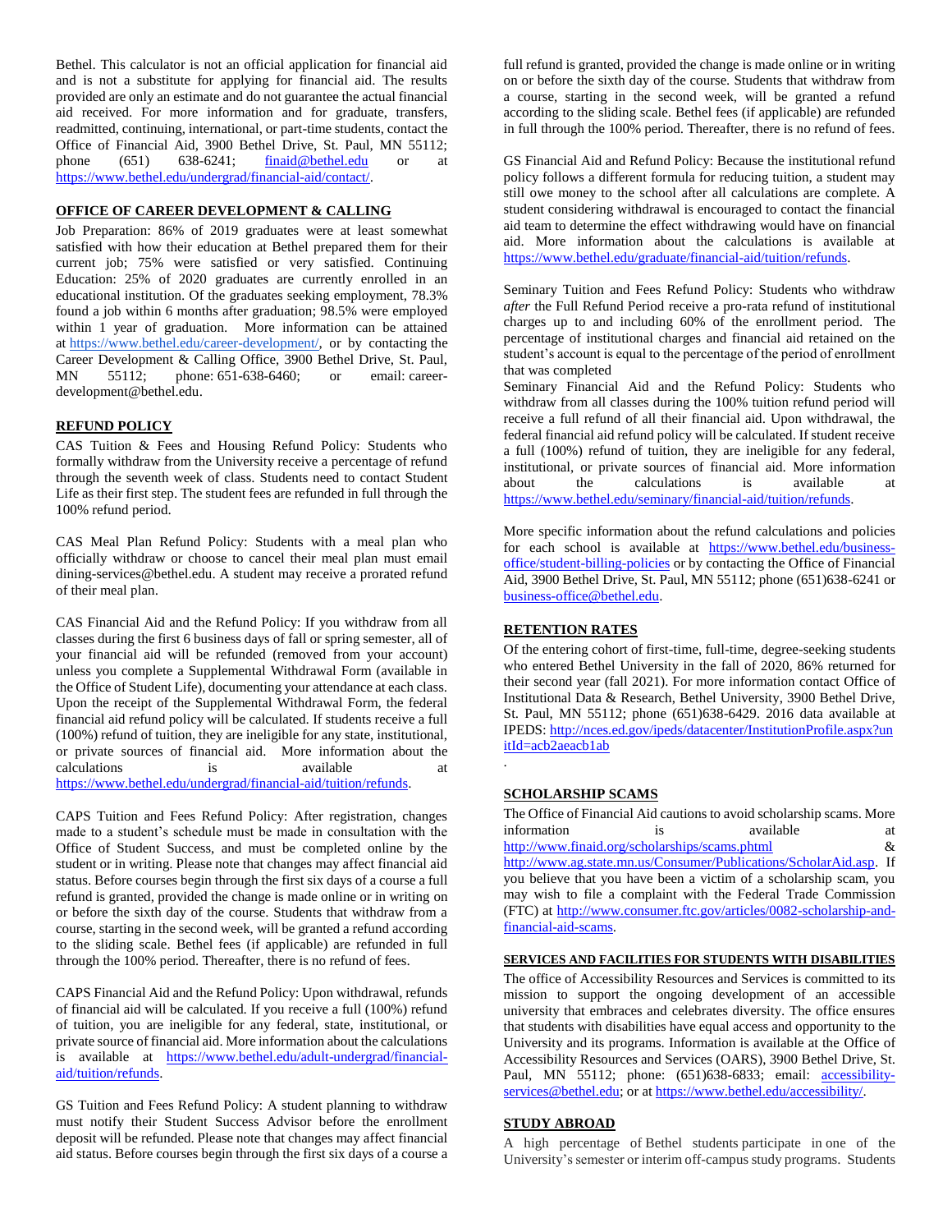Bethel. This calculator is not an official application for financial aid and is not a substitute for applying for financial aid. The results provided are only an estimate and do not guarantee the actual financial aid received. For more information and for graduate, transfers, readmitted, continuing, international, or part-time students, contact the Office of Financial Aid, 3900 Bethel Drive, St. Paul, MN 55112; phone (651) 638-6241; finaid@bethel.edu or at https://www.bethel.edu/undergrad/financial-aid/contact/.

## OFFICE OF CAREER DEVELOPMENT & CALLING

Job Preparation: 86% of 2019 graduates were at least somewhat satisfied with how their education at Bethel prepared them for their current job; 75% were satisfied or very satisfied. Continuing Education: 25% of 2020 graduates are currently enrolled in an educational institution. Of the graduates seeking employment, 78.3% found a job within 6 months after graduation; 98.5% were employed within 1 year of graduation. More information can be attained at https://www.bethel.edu/career-development/, or by contacting the Career Development & Calling Office, 3900 Bethel Drive, St. Paul, MN 55112; phone: 651-638-6460; or email: career-development@bethel.edu.

## REFUND POLICY

CAS Tuition & Fees and Housing Refund Policy: Students who formally withdraw from the University receive a percentage of refund through the seventh week of class. Students need to contact Student Life as their first step. The student fees are refunded in full through the 100% refund period.

CAS Meal Plan Refund Policy: Students with a meal plan who officially withdraw or choose to cancel their meal plan must email dining-services@bethel.edu. A student may receive a prorated refund of their meal plan.

CAS Financial Aid and the Refund Policy: If you withdraw from all classes during the first 6 business days of fall or spring semester, all of your financial aid will be refunded (removed from your account) unless you complete a Supplemental Withdrawal Form (available in the Office of Student Life), documenting your attendance at each class. Upon the receipt of the Supplemental Withdrawal Form, the federal financial aid refund policy will be calculated. If students receive a full (100%) refund of tuition, they are ineligible for any state, institutional, or private sources of financial aid. More information about the calculations is available at https://www.bethel.edu/undergrad/financial-aid/tuition/refunds.

CAPS Tuition and Fees Refund Policy: After registration, changes made to a student's schedule must be made in consultation with the Office of Student Success, and must be completed online by the student or in writing. Please note that changes may affect financial aid status. Before courses begin through the first six days of a course a full refund is granted, provided the change is made online or in writing on or before the sixth day of the course. Students that withdraw from a course, starting in the second week, will be granted a refund according to the sliding scale. Bethel fees (if applicable) are refunded in full through the 100% period. Thereafter, there is no refund of fees.

CAPS Financial Aid and the Refund Policy: Upon withdrawal, refunds of financial aid will be calculated. If you receive a full (100%) refund of tuition, you are ineligible for any federal, state, institutional, or private source of financial aid. More information about the calculations is available at https://www.bethel.edu/adult-undergrad/financial-aid/tuition/refunds.

GS Tuition and Fees Refund Policy: A student planning to withdraw must notify their Student Success Advisor before the enrollment deposit will be refunded. Please note that changes may affect financial aid status. Before courses begin through the first six days of a course a full refund is granted, provided the change is made online or in writing on or before the sixth day of the course. Students that withdraw from a course, starting in the second week, will be granted a refund according to the sliding scale. Bethel fees (if applicable) are refunded in full through the 100% period. Thereafter, there is no refund of fees.

GS Financial Aid and Refund Policy: Because the institutional refund policy follows a different formula for reducing tuition, a student may still owe money to the school after all calculations are complete. A student considering withdrawal is encouraged to contact the financial aid team to determine the effect withdrawing would have on financial aid. More information about the calculations is available at https://www.bethel.edu/graduate/financial-aid/tuition/refunds.

Seminary Tuition and Fees Refund Policy: Students who withdraw *after* the Full Refund Period receive a pro-rata refund of institutional charges up to and including 60% of the enrollment period. The percentage of institutional charges and financial aid retained on the student's account is equal to the percentage of the period of enrollment that was completed

Seminary Financial Aid and the Refund Policy: Students who withdraw from all classes during the 100% tuition refund period will receive a full refund of all their financial aid. Upon withdrawal, the federal financial aid refund policy will be calculated. If student receive a full (100%) refund of tuition, they are ineligible for any federal, institutional, or private sources of financial aid. More information about the calculations is available at https://www.bethel.edu/seminary/financial-aid/tuition/refunds.

More specific information about the refund calculations and policies for each school is available at https://www.bethel.edu/business-office/student-billing-policies or by contacting the Office of Financial Aid, 3900 Bethel Drive, St. Paul, MN 55112; phone (651)638-6241 or business-office@bethel.edu.

## RETENTION RATES

Of the entering cohort of first-time, full-time, degree-seeking students who entered Bethel University in the fall of 2020, 86% returned for their second year (fall 2021). For more information contact Office of Institutional Data & Research, Bethel University, 3900 Bethel Drive, St. Paul, MN 55112; phone (651)638-6429. 2016 data available at IPEDS: http://nces.ed.gov/ipeds/datacenter/InstitutionProfile.aspx?unitId=acb2aeacb1ab

.

## SCHOLARSHIP SCAMS

The Office of Financial Aid cautions to avoid scholarship scams. More information is available at http://www.finaid.org/scholarships/scams.phtml & http://www.ag.state.mn.us/Consumer/Publications/ScholarAid.asp. If you believe that you have been a victim of a scholarship scam, you may wish to file a complaint with the Federal Trade Commission (FTC) at http://www.consumer.ftc.gov/articles/0082-scholarship-and-financial-aid-scams.

## SERVICES AND FACILITIES FOR STUDENTS WITH DISABILITIES

The office of Accessibility Resources and Services is committed to its mission to support the ongoing development of an accessible university that embraces and celebrates diversity. The office ensures that students with disabilities have equal access and opportunity to the University and its programs. Information is available at the Office of Accessibility Resources and Services (OARS), 3900 Bethel Drive, St. Paul, MN 55112; phone: (651)638-6833; email: accessibility-services@bethel.edu; or at https://www.bethel.edu/accessibility/.

## STUDY ABROAD

A high percentage of Bethel students participate in one of the University's semester or interim off-campus study programs. Students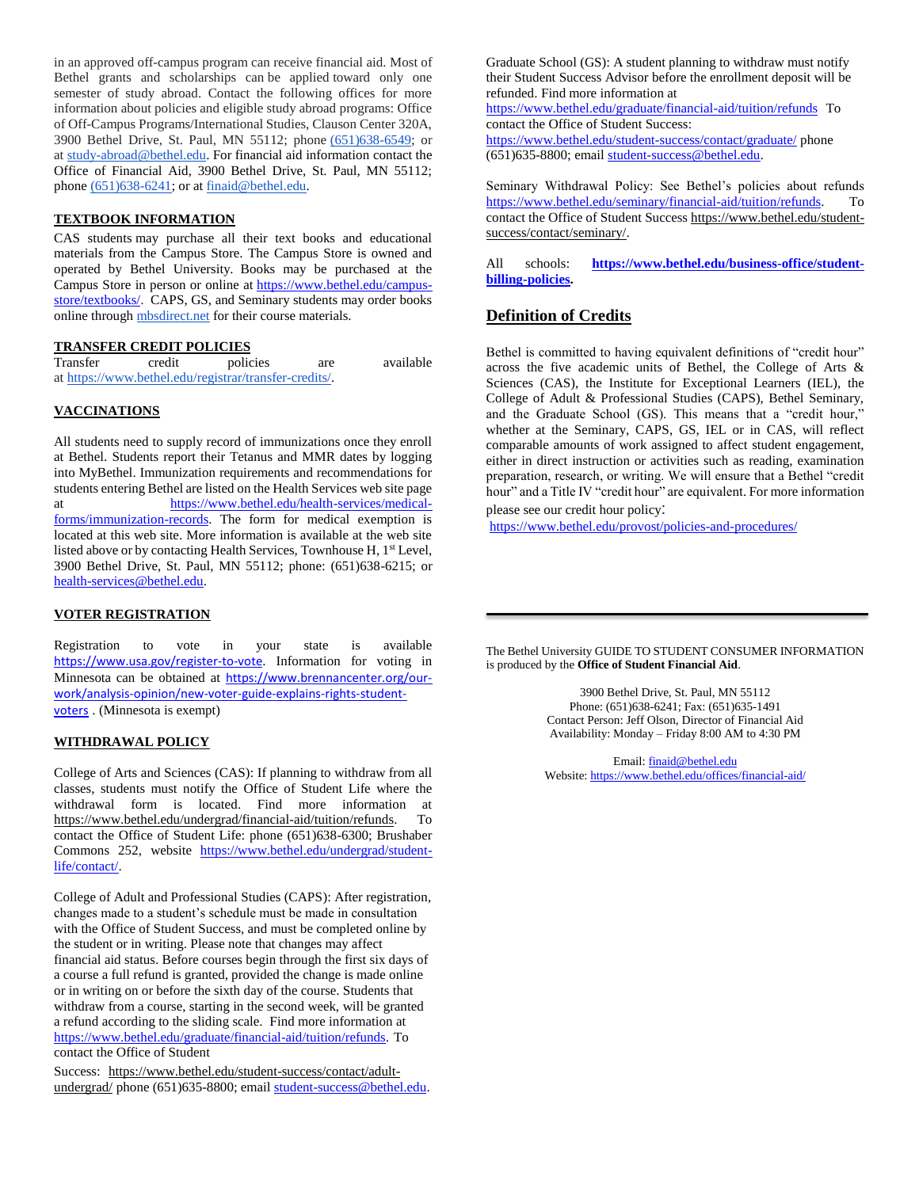in an approved off-campus program can receive financial aid. Most of Bethel grants and scholarships can be applied toward only one semester of study abroad. Contact the following offices for more information about policies and eligible study abroad programs: Office of Off-Campus Programs/International Studies, Clauson Center 320A, 3900 Bethel Drive, St. Paul, MN 55112; phone (651)638-6549; or at study-abroad@bethel.edu. For financial aid information contact the Office of Financial Aid, 3900 Bethel Drive, St. Paul, MN 55112; phone (651)638-6241; or at finaid@bethel.edu.

## TEXTBOOK INFORMATION

CAS students may purchase all their text books and educational materials from the Campus Store. The Campus Store is owned and operated by Bethel University. Books may be purchased at the Campus Store in person or online at https://www.bethel.edu/campus-store/textbooks/. CAPS, GS, and Seminary students may order books online through mbsdirect.net for their course materials.

## TRANSFER CREDIT POLICIES

Transfer credit policies are available at https://www.bethel.edu/registrar/transfer-credits/.

## VACCINATIONS

All students need to supply record of immunizations once they enroll at Bethel. Students report their Tetanus and MMR dates by logging into MyBethel. Immunization requirements and recommendations for students entering Bethel are listed on the Health Services web site page at https://www.bethel.edu/health-services/medical-forms/immunization-records. The form for medical exemption is located at this web site. More information is available at the web site listed above or by contacting Health Services, Townhouse H, 1st Level, 3900 Bethel Drive, St. Paul, MN 55112; phone: (651)638-6215; or health-services@bethel.edu.

## VOTER REGISTRATION

Registration to vote in your state is available https://www.usa.gov/register-to-vote. Information for voting in Minnesota can be obtained at https://www.brennancenter.org/our-work/analysis-opinion/new-voter-guide-explains-rights-student-voters . (Minnesota is exempt)

## WITHDRAWAL POLICY

College of Arts and Sciences (CAS): If planning to withdraw from all classes, students must notify the Office of Student Life where the withdrawal form is located. Find more information at https://www.bethel.edu/undergrad/financial-aid/tuition/refunds. To contact the Office of Student Life: phone (651)638-6300; Brushaber Commons 252, website https://www.bethel.edu/undergrad/student-life/contact/.

College of Adult and Professional Studies (CAPS): After registration, changes made to a student's schedule must be made in consultation with the Office of Student Success, and must be completed online by the student or in writing. Please note that changes may affect financial aid status. Before courses begin through the first six days of a course a full refund is granted, provided the change is made online or in writing on or before the sixth day of the course. Students that withdraw from a course, starting in the second week, will be granted a refund according to the sliding scale. Find more information at https://www.bethel.edu/graduate/financial-aid/tuition/refunds. To contact the Office of Student Success: https://www.bethel.edu/student-success/contact/adult-undergrad/ phone (651)635-8800; email student-success@bethel.edu.

Graduate School (GS): A student planning to withdraw must notify their Student Success Advisor before the enrollment deposit will be refunded. Find more information at https://www.bethel.edu/graduate/financial-aid/tuition/refunds To contact the Office of Student Success: https://www.bethel.edu/student-success/contact/graduate/ phone (651)635-8800; email student-success@bethel.edu.

Seminary Withdrawal Policy: See Bethel's policies about refunds https://www.bethel.edu/seminary/financial-aid/tuition/refunds. To contact the Office of Student Success https://www.bethel.edu/student-success/contact/seminary/.

All schools: **https://www.bethel.edu/business-office/student-billing-policies.**

## Definition of Credits

Bethel is committed to having equivalent definitions of "credit hour" across the five academic units of Bethel, the College of Arts & Sciences (CAS), the Institute for Exceptional Learners (IEL), the College of Adult & Professional Studies (CAPS), Bethel Seminary, and the Graduate School (GS). This means that a "credit hour," whether at the Seminary, CAPS, GS, IEL or in CAS, will reflect comparable amounts of work assigned to affect student engagement, either in direct instruction or activities such as reading, examination preparation, research, or writing. We will ensure that a Bethel "credit hour" and a Title IV "credit hour" are equivalent. For more information please see our credit hour policy:
https://www.bethel.edu/provost/policies-and-procedures/

---

The Bethel University GUIDE TO STUDENT CONSUMER INFORMATION is produced by the **Office of Student Financial Aid**.

3900 Bethel Drive, St. Paul, MN 55112
Phone: (651)638-6241; Fax: (651)635-1491
Contact Person: Jeff Olson, Director of Financial Aid
Availability: Monday – Friday 8:00 AM to 4:30 PM

Email: finaid@bethel.edu
Website: https://www.bethel.edu/offices/financial-aid/